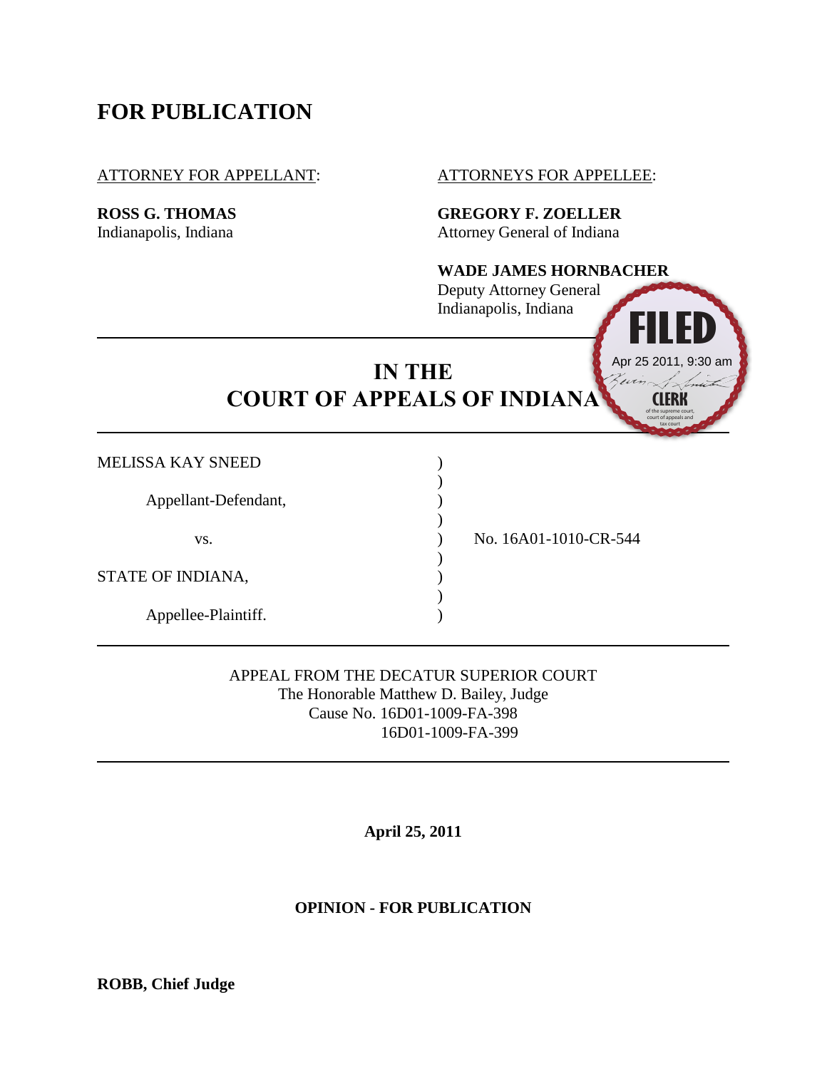# FOR PUBLICATION

ATTORNEY FOR APPELLANT:

**ROSS G. THOMAS**
Indianapolis, Indiana

ATTORNEYS FOR APPELLEE:

**GREGORY F. ZOELLER**
Attorney General of Indiana

**WADE JAMES HORNBACHER**
Deputy Attorney General
Indianapolis, Indiana

FILED
Apr 25 2011, 9:30 am
CLERK
of the supreme court, court of appeals and tax court

## IN THE COURT OF APPEALS OF INDIANA

MELISSA KAY SNEED )
)
Appellant-Defendant, )
)
vs. ) No. 16A01-1010-CR-544
)
STATE OF INDIANA, )
)
Appellee-Plaintiff. )

APPEAL FROM THE DECATUR SUPERIOR COURT
The Honorable Matthew D. Bailey, Judge
Cause No. 16D01-1009-FA-398
16D01-1009-FA-399

**April 25, 2011**

**OPINION - FOR PUBLICATION**

**ROBB, Chief Judge**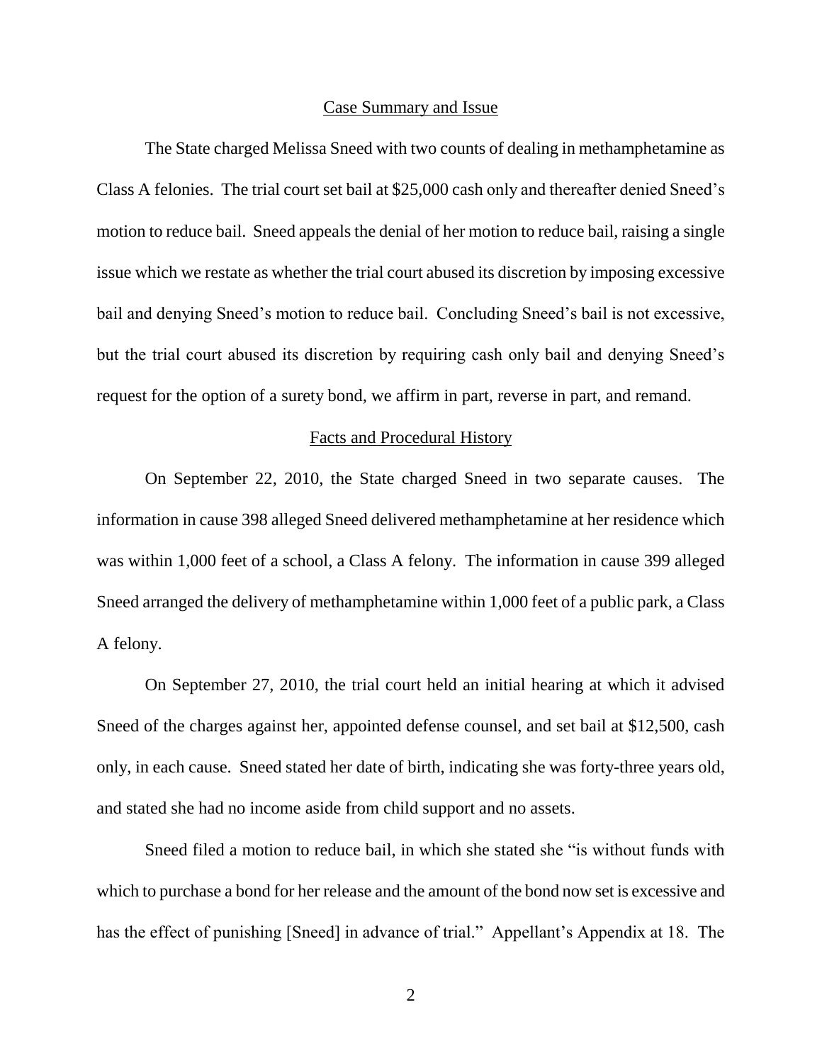## Case Summary and Issue

The State charged Melissa Sneed with two counts of dealing in methamphetamine as Class A felonies. The trial court set bail at $25,000 cash only and thereafter denied Sneed's motion to reduce bail. Sneed appeals the denial of her motion to reduce bail, raising a single issue which we restate as whether the trial court abused its discretion by imposing excessive bail and denying Sneed's motion to reduce bail. Concluding Sneed's bail is not excessive, but the trial court abused its discretion by requiring cash only bail and denying Sneed's request for the option of a surety bond, we affirm in part, reverse in part, and remand.

## Facts and Procedural History

On September 22, 2010, the State charged Sneed in two separate causes. The information in cause 398 alleged Sneed delivered methamphetamine at her residence which was within 1,000 feet of a school, a Class A felony. The information in cause 399 alleged Sneed arranged the delivery of methamphetamine within 1,000 feet of a public park, a Class A felony.

On September 27, 2010, the trial court held an initial hearing at which it advised Sneed of the charges against her, appointed defense counsel, and set bail at $12,500, cash only, in each cause. Sneed stated her date of birth, indicating she was forty-three years old, and stated she had no income aside from child support and no assets.

Sneed filed a motion to reduce bail, in which she stated she "is without funds with which to purchase a bond for her release and the amount of the bond now set is excessive and has the effect of punishing [Sneed] in advance of trial." Appellant's Appendix at 18. The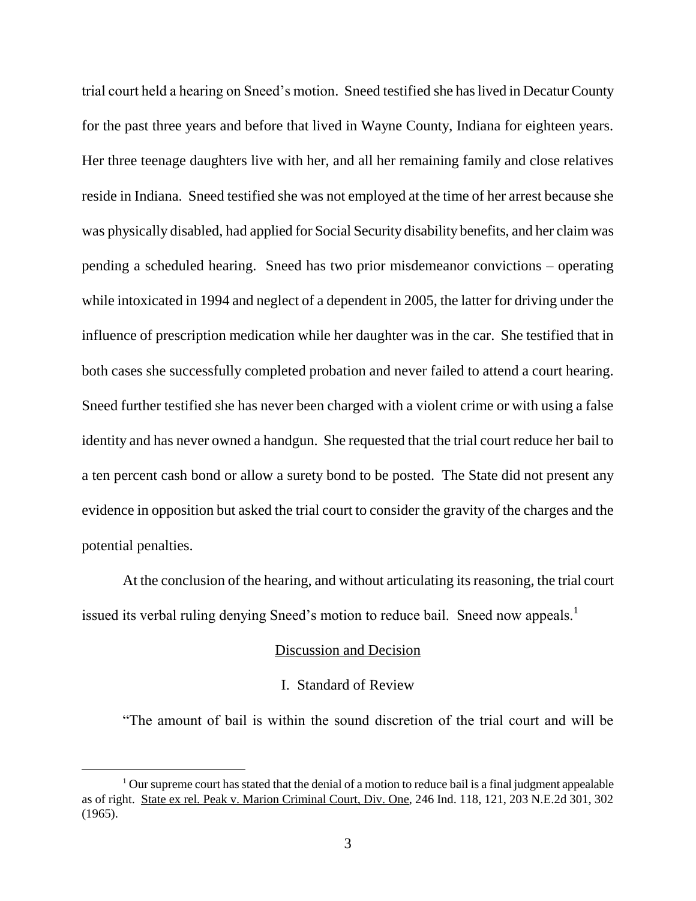trial court held a hearing on Sneed's motion. Sneed testified she has lived in Decatur County for the past three years and before that lived in Wayne County, Indiana for eighteen years. Her three teenage daughters live with her, and all her remaining family and close relatives reside in Indiana. Sneed testified she was not employed at the time of her arrest because she was physically disabled, had applied for Social Security disability benefits, and her claim was pending a scheduled hearing. Sneed has two prior misdemeanor convictions – operating while intoxicated in 1994 and neglect of a dependent in 2005, the latter for driving under the influence of prescription medication while her daughter was in the car. She testified that in both cases she successfully completed probation and never failed to attend a court hearing. Sneed further testified she has never been charged with a violent crime or with using a false identity and has never owned a handgun. She requested that the trial court reduce her bail to a ten percent cash bond or allow a surety bond to be posted. The State did not present any evidence in opposition but asked the trial court to consider the gravity of the charges and the potential penalties.

At the conclusion of the hearing, and without articulating its reasoning, the trial court issued its verbal ruling denying Sneed's motion to reduce bail. Sneed now appeals.[1]

## Discussion and Decision

### I. Standard of Review

"The amount of bail is within the sound discretion of the trial court and will be

[1] Our supreme court has stated that the denial of a motion to reduce bail is a final judgment appealable as of right. State ex rel. Peak v. Marion Criminal Court, Div. One, 246 Ind. 118, 121, 203 N.E.2d 301, 302 (1965).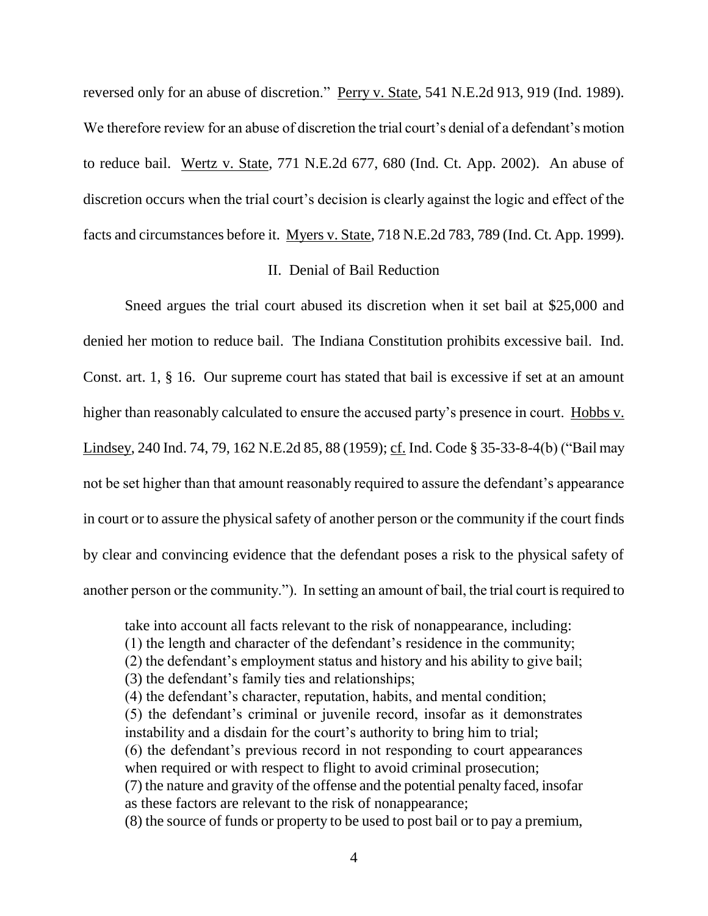reversed only for an abuse of discretion." Perry v. State, 541 N.E.2d 913, 919 (Ind. 1989). We therefore review for an abuse of discretion the trial court's denial of a defendant's motion to reduce bail. Wertz v. State, 771 N.E.2d 677, 680 (Ind. Ct. App. 2002). An abuse of discretion occurs when the trial court's decision is clearly against the logic and effect of the facts and circumstances before it. Myers v. State, 718 N.E.2d 783, 789 (Ind. Ct. App. 1999).

## II. Denial of Bail Reduction

Sneed argues the trial court abused its discretion when it set bail at $25,000 and denied her motion to reduce bail. The Indiana Constitution prohibits excessive bail. Ind. Const. art. 1, § 16. Our supreme court has stated that bail is excessive if set at an amount higher than reasonably calculated to ensure the accused party's presence in court. Hobbs v. Lindsey, 240 Ind. 74, 79, 162 N.E.2d 85, 88 (1959); cf. Ind. Code § 35-33-8-4(b) ("Bail may not be set higher than that amount reasonably required to assure the defendant's appearance in court or to assure the physical safety of another person or the community if the court finds by clear and convincing evidence that the defendant poses a risk to the physical safety of another person or the community."). In setting an amount of bail, the trial court is required to

> take into account all facts relevant to the risk of nonappearance, including:
> (1) the length and character of the defendant's residence in the community;
> (2) the defendant's employment status and history and his ability to give bail;
> (3) the defendant's family ties and relationships;
> (4) the defendant's character, reputation, habits, and mental condition;
> (5) the defendant's criminal or juvenile record, insofar as it demonstrates instability and a disdain for the court's authority to bring him to trial;
> (6) the defendant's previous record in not responding to court appearances when required or with respect to flight to avoid criminal prosecution;
> (7) the nature and gravity of the offense and the potential penalty faced, insofar as these factors are relevant to the risk of nonappearance;
> (8) the source of funds or property to be used to post bail or to pay a premium,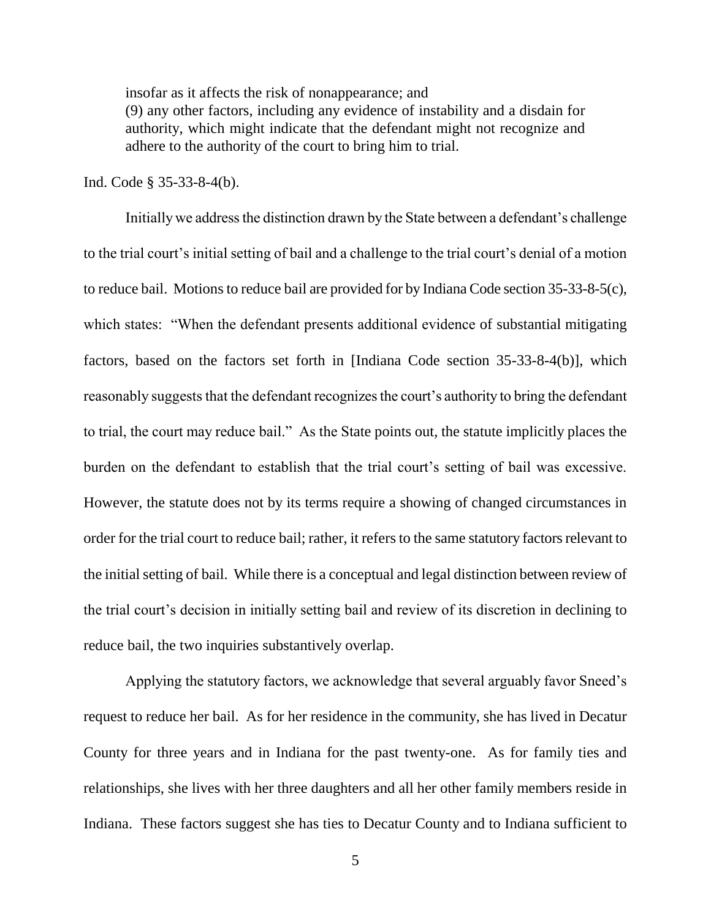> insofar as it affects the risk of nonappearance; and
> (9) any other factors, including any evidence of instability and a disdain for authority, which might indicate that the defendant might not recognize and adhere to the authority of the court to bring him to trial.

Ind. Code § 35-33-8-4(b).

Initially we address the distinction drawn by the State between a defendant's challenge to the trial court's initial setting of bail and a challenge to the trial court's denial of a motion to reduce bail. Motions to reduce bail are provided for by Indiana Code section 35-33-8-5(c), which states: "When the defendant presents additional evidence of substantial mitigating factors, based on the factors set forth in [Indiana Code section 35-33-8-4(b)], which reasonably suggests that the defendant recognizes the court's authority to bring the defendant to trial, the court may reduce bail." As the State points out, the statute implicitly places the burden on the defendant to establish that the trial court's setting of bail was excessive. However, the statute does not by its terms require a showing of changed circumstances in order for the trial court to reduce bail; rather, it refers to the same statutory factors relevant to the initial setting of bail. While there is a conceptual and legal distinction between review of the trial court's decision in initially setting bail and review of its discretion in declining to reduce bail, the two inquiries substantively overlap.

Applying the statutory factors, we acknowledge that several arguably favor Sneed's request to reduce her bail. As for her residence in the community, she has lived in Decatur County for three years and in Indiana for the past twenty-one. As for family ties and relationships, she lives with her three daughters and all her other family members reside in Indiana. These factors suggest she has ties to Decatur County and to Indiana sufficient to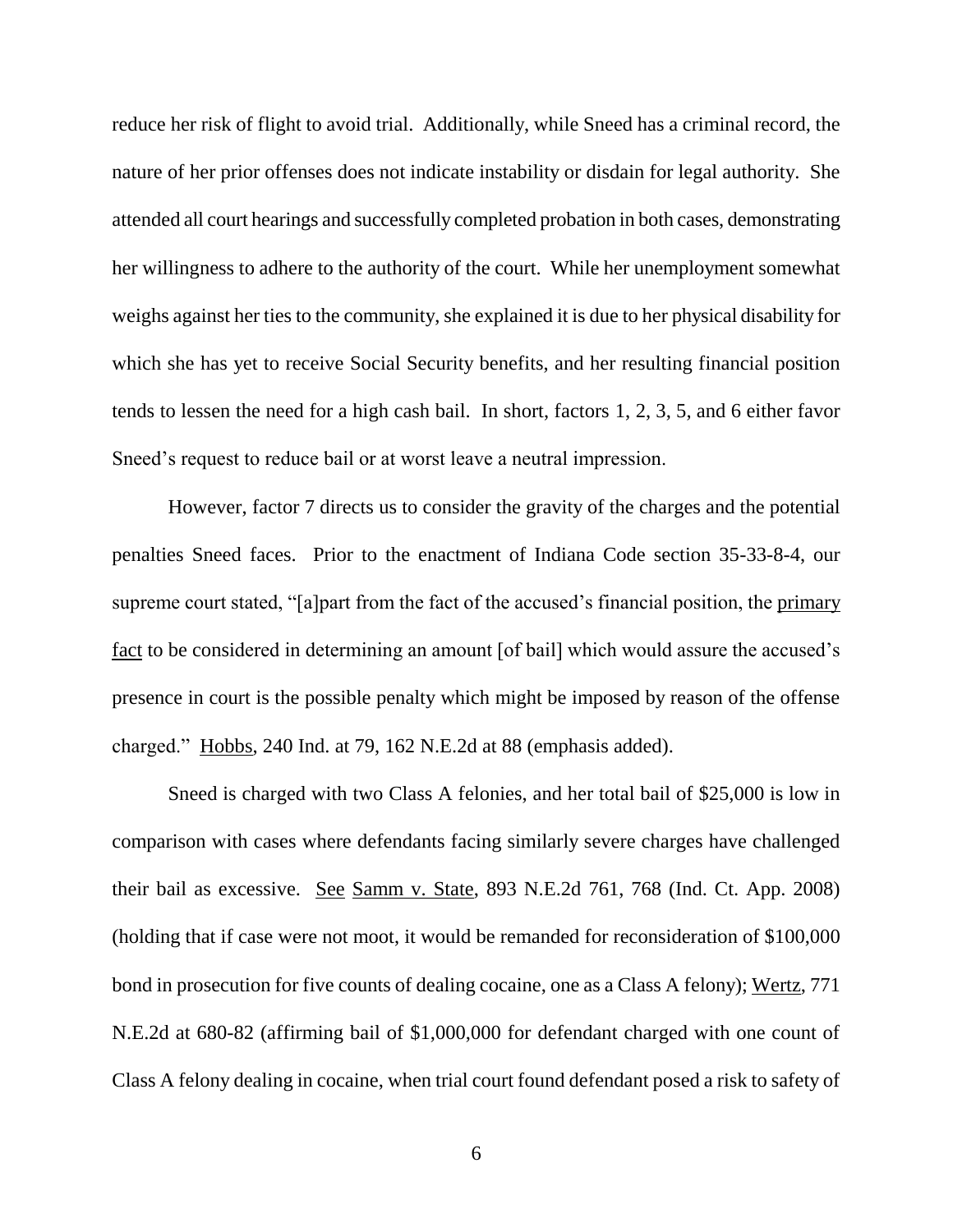reduce her risk of flight to avoid trial. Additionally, while Sneed has a criminal record, the nature of her prior offenses does not indicate instability or disdain for legal authority. She attended all court hearings and successfully completed probation in both cases, demonstrating her willingness to adhere to the authority of the court. While her unemployment somewhat weighs against her ties to the community, she explained it is due to her physical disability for which she has yet to receive Social Security benefits, and her resulting financial position tends to lessen the need for a high cash bail. In short, factors 1, 2, 3, 5, and 6 either favor Sneed's request to reduce bail or at worst leave a neutral impression.

However, factor 7 directs us to consider the gravity of the charges and the potential penalties Sneed faces. Prior to the enactment of Indiana Code section 35-33-8-4, our supreme court stated, "[a]part from the fact of the accused's financial position, the <u>primary fact</u> to be considered in determining an amount [of bail] which would assure the accused's presence in court is the possible penalty which might be imposed by reason of the offense charged." <u>Hobbs</u>, 240 Ind. at 79, 162 N.E.2d at 88 (emphasis added).

Sneed is charged with two Class A felonies, and her total bail of $25,000 is low in comparison with cases where defendants facing similarly severe charges have challenged their bail as excessive. <u>See</u> <u>Samm v. State</u>, 893 N.E.2d 761, 768 (Ind. Ct. App. 2008) (holding that if case were not moot, it would be remanded for reconsideration of $100,000 bond in prosecution for five counts of dealing cocaine, one as a Class A felony); <u>Wertz</u>, 771 N.E.2d at 680-82 (affirming bail of $1,000,000 for defendant charged with one count of Class A felony dealing in cocaine, when trial court found defendant posed a risk to safety of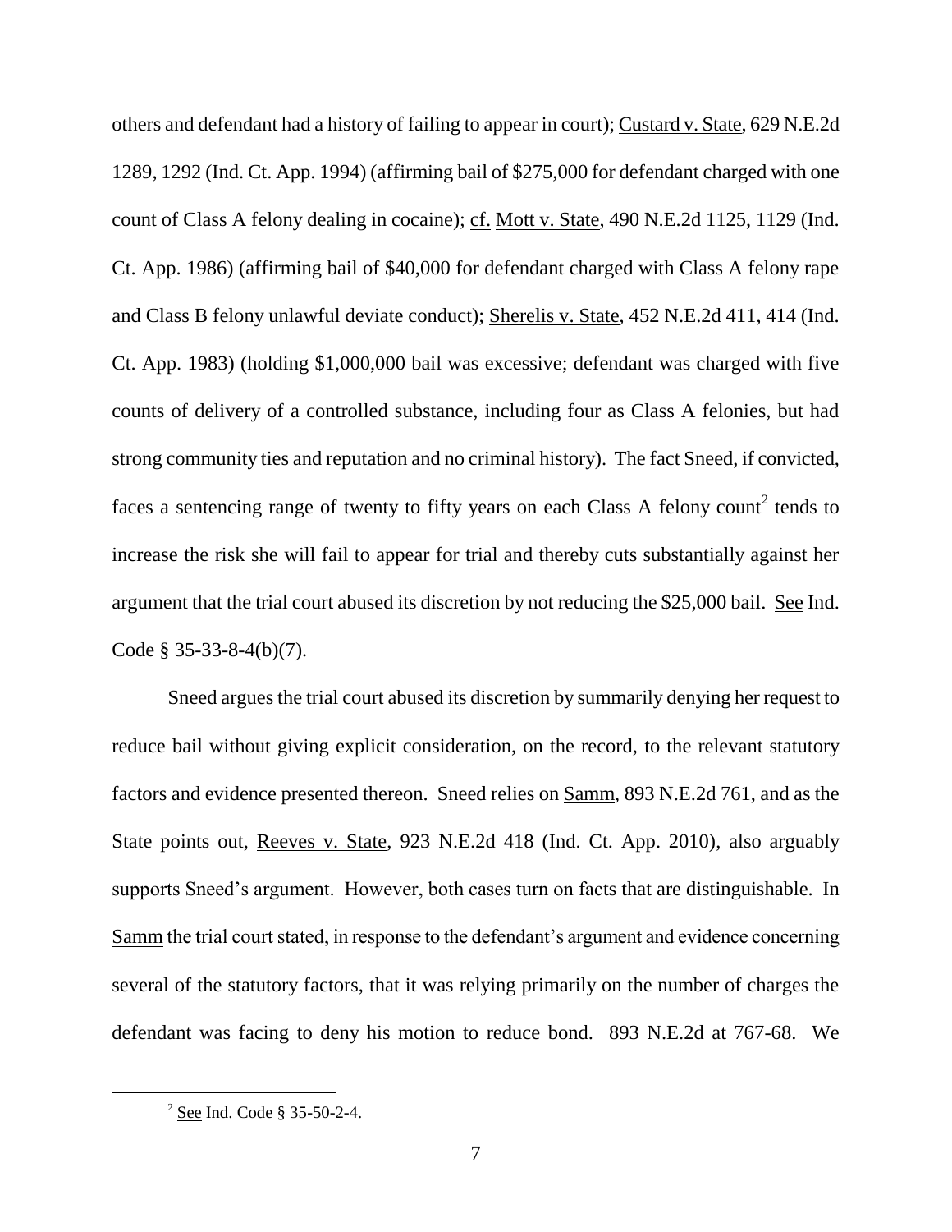others and defendant had a history of failing to appear in court); Custard v. State, 629 N.E.2d 1289, 1292 (Ind. Ct. App. 1994) (affirming bail of $275,000 for defendant charged with one count of Class A felony dealing in cocaine); cf. Mott v. State, 490 N.E.2d 1125, 1129 (Ind. Ct. App. 1986) (affirming bail of $40,000 for defendant charged with Class A felony rape and Class B felony unlawful deviate conduct); Sherelis v. State, 452 N.E.2d 411, 414 (Ind. Ct. App. 1983) (holding $1,000,000 bail was excessive; defendant was charged with five counts of delivery of a controlled substance, including four as Class A felonies, but had strong community ties and reputation and no criminal history). The fact Sneed, if convicted, faces a sentencing range of twenty to fifty years on each Class A felony count[2] tends to increase the risk she will fail to appear for trial and thereby cuts substantially against her argument that the trial court abused its discretion by not reducing the $25,000 bail. See Ind. Code § 35-33-8-4(b)(7).

Sneed argues the trial court abused its discretion by summarily denying her request to reduce bail without giving explicit consideration, on the record, to the relevant statutory factors and evidence presented thereon. Sneed relies on Samm, 893 N.E.2d 761, and as the State points out, Reeves v. State, 923 N.E.2d 418 (Ind. Ct. App. 2010), also arguably supports Sneed's argument. However, both cases turn on facts that are distinguishable. In Samm the trial court stated, in response to the defendant's argument and evidence concerning several of the statutory factors, that it was relying primarily on the number of charges the defendant was facing to deny his motion to reduce bond. 893 N.E.2d at 767-68. We

[2] See Ind. Code § 35-50-2-4.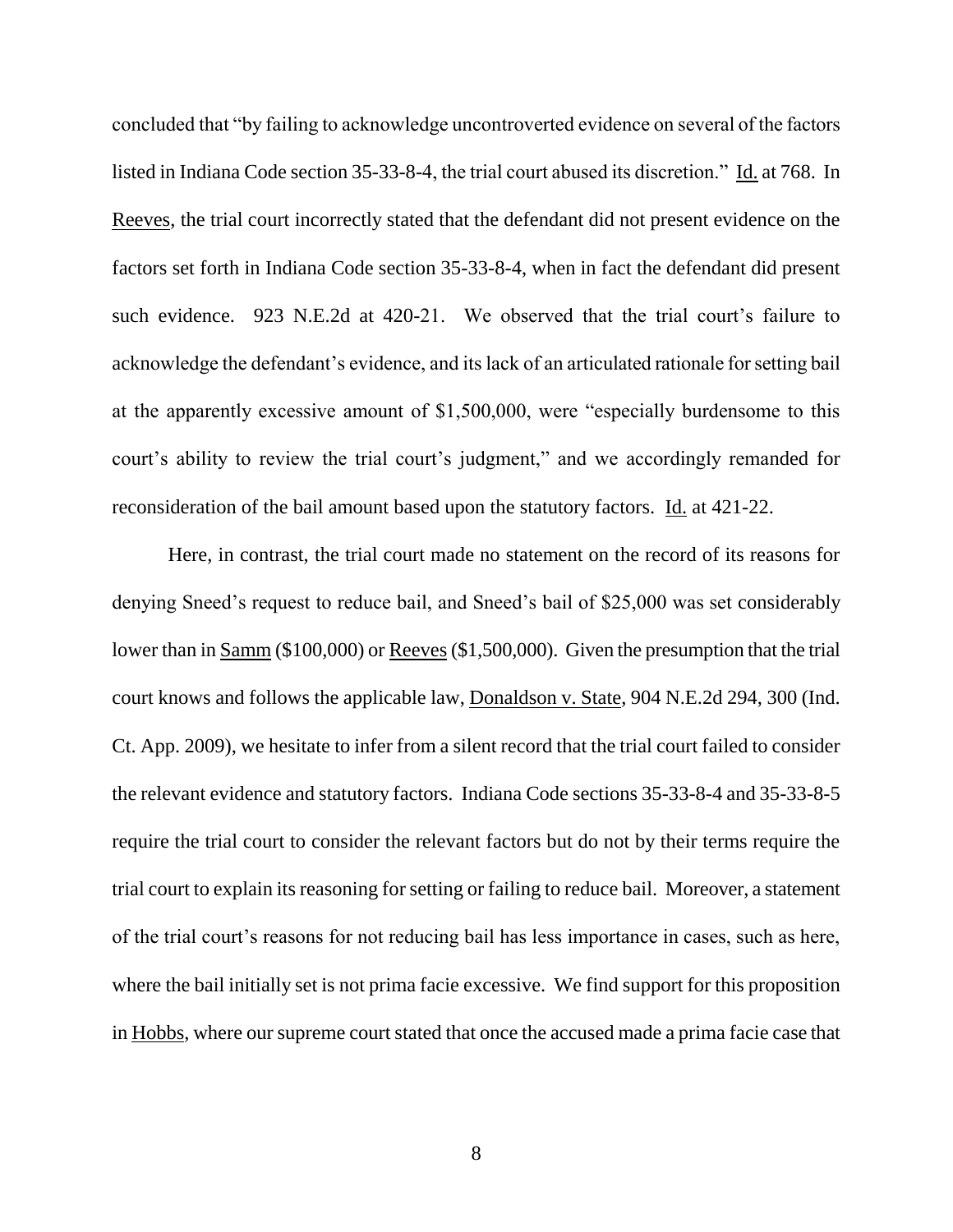concluded that "by failing to acknowledge uncontroverted evidence on several of the factors listed in Indiana Code section 35-33-8-4, the trial court abused its discretion." Id. at 768. In Reeves, the trial court incorrectly stated that the defendant did not present evidence on the factors set forth in Indiana Code section 35-33-8-4, when in fact the defendant did present such evidence. 923 N.E.2d at 420-21. We observed that the trial court's failure to acknowledge the defendant's evidence, and its lack of an articulated rationale for setting bail at the apparently excessive amount of $1,500,000, were "especially burdensome to this court's ability to review the trial court's judgment," and we accordingly remanded for reconsideration of the bail amount based upon the statutory factors. Id. at 421-22.

Here, in contrast, the trial court made no statement on the record of its reasons for denying Sneed's request to reduce bail, and Sneed's bail of $25,000 was set considerably lower than in Samm ($100,000) or Reeves ($1,500,000). Given the presumption that the trial court knows and follows the applicable law, Donaldson v. State, 904 N.E.2d 294, 300 (Ind. Ct. App. 2009), we hesitate to infer from a silent record that the trial court failed to consider the relevant evidence and statutory factors. Indiana Code sections 35-33-8-4 and 35-33-8-5 require the trial court to consider the relevant factors but do not by their terms require the trial court to explain its reasoning for setting or failing to reduce bail. Moreover, a statement of the trial court's reasons for not reducing bail has less importance in cases, such as here, where the bail initially set is not prima facie excessive. We find support for this proposition in Hobbs, where our supreme court stated that once the accused made a prima facie case that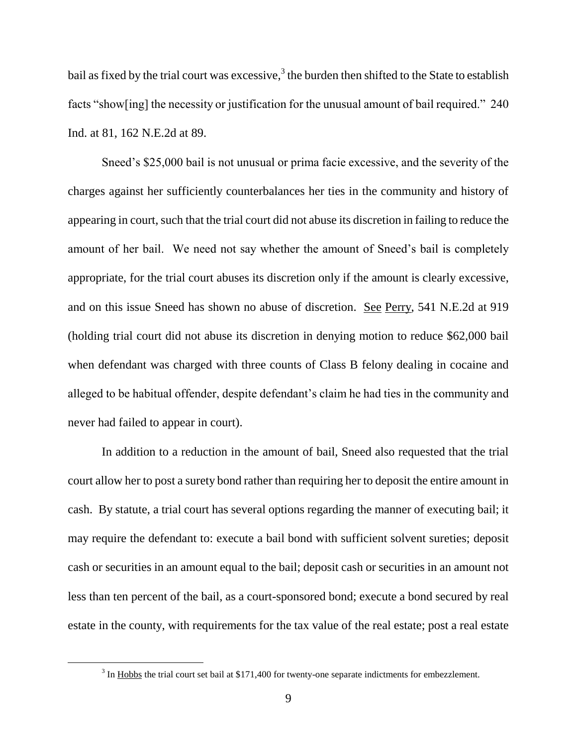bail as fixed by the trial court was excessive,[3] the burden then shifted to the State to establish facts "show[ing] the necessity or justification for the unusual amount of bail required." 240 Ind. at 81, 162 N.E.2d at 89.

Sneed's $25,000 bail is not unusual or prima facie excessive, and the severity of the charges against her sufficiently counterbalances her ties in the community and history of appearing in court, such that the trial court did not abuse its discretion in failing to reduce the amount of her bail. We need not say whether the amount of Sneed's bail is completely appropriate, for the trial court abuses its discretion only if the amount is clearly excessive, and on this issue Sneed has shown no abuse of discretion. See Perry, 541 N.E.2d at 919 (holding trial court did not abuse its discretion in denying motion to reduce $62,000 bail when defendant was charged with three counts of Class B felony dealing in cocaine and alleged to be habitual offender, despite defendant's claim he had ties in the community and never had failed to appear in court).

In addition to a reduction in the amount of bail, Sneed also requested that the trial court allow her to post a surety bond rather than requiring her to deposit the entire amount in cash. By statute, a trial court has several options regarding the manner of executing bail; it may require the defendant to: execute a bail bond with sufficient solvent sureties; deposit cash or securities in an amount equal to the bail; deposit cash or securities in an amount not less than ten percent of the bail, as a court-sponsored bond; execute a bond secured by real estate in the county, with requirements for the tax value of the real estate; post a real estate

[3] In Hobbs the trial court set bail at $171,400 for twenty-one separate indictments for embezzlement.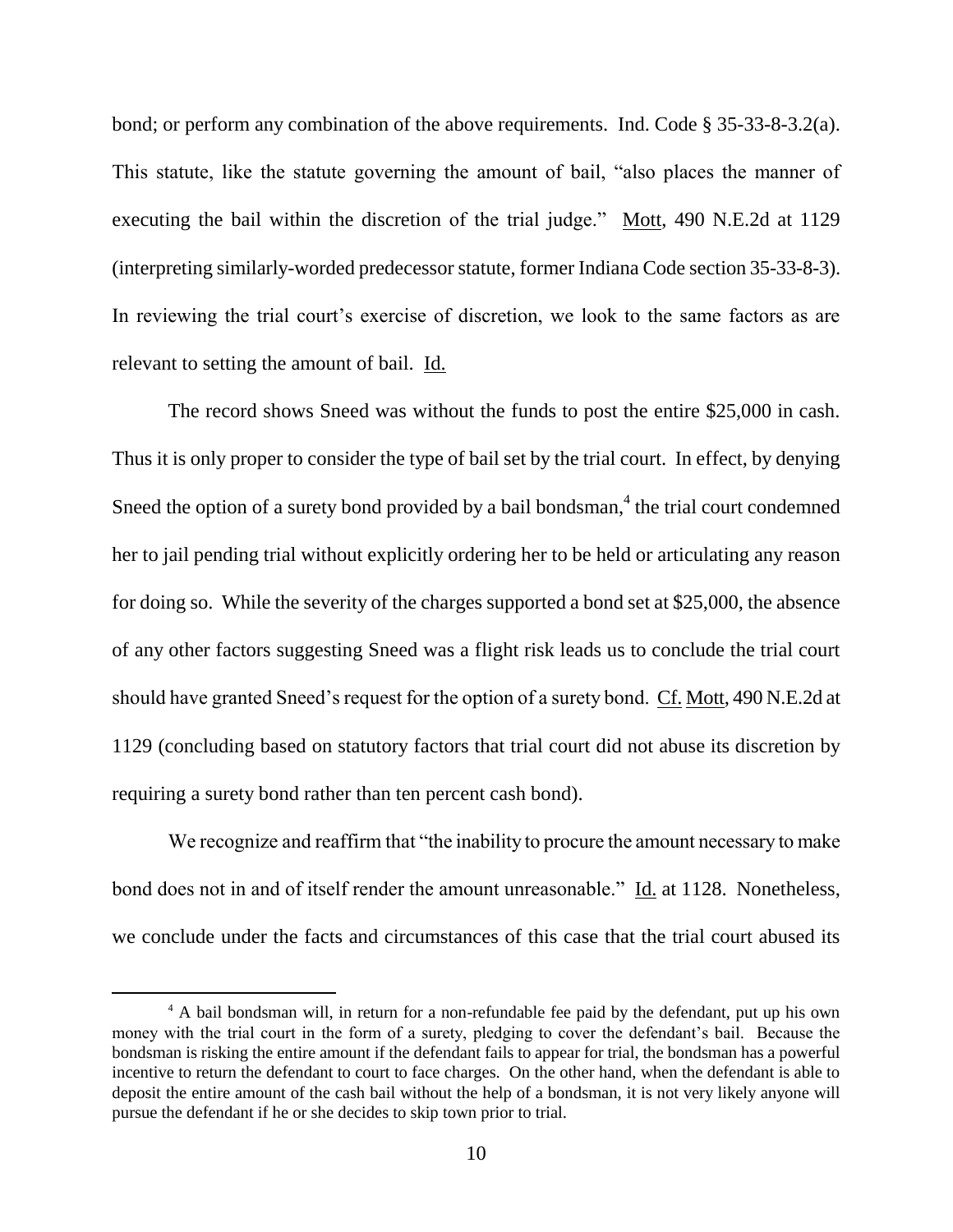bond; or perform any combination of the above requirements. Ind. Code § 35-33-8-3.2(a). This statute, like the statute governing the amount of bail, "also places the manner of executing the bail within the discretion of the trial judge." Mott, 490 N.E.2d at 1129 (interpreting similarly-worded predecessor statute, former Indiana Code section 35-33-8-3). In reviewing the trial court's exercise of discretion, we look to the same factors as are relevant to setting the amount of bail. Id.

The record shows Sneed was without the funds to post the entire $25,000 in cash. Thus it is only proper to consider the type of bail set by the trial court. In effect, by denying Sneed the option of a surety bond provided by a bail bondsman,[4] the trial court condemned her to jail pending trial without explicitly ordering her to be held or articulating any reason for doing so. While the severity of the charges supported a bond set at $25,000, the absence of any other factors suggesting Sneed was a flight risk leads us to conclude the trial court should have granted Sneed's request for the option of a surety bond. Cf. Mott, 490 N.E.2d at 1129 (concluding based on statutory factors that trial court did not abuse its discretion by requiring a surety bond rather than ten percent cash bond).

We recognize and reaffirm that "the inability to procure the amount necessary to make bond does not in and of itself render the amount unreasonable." Id. at 1128. Nonetheless, we conclude under the facts and circumstances of this case that the trial court abused its

---

[4] A bail bondsman will, in return for a non-refundable fee paid by the defendant, put up his own money with the trial court in the form of a surety, pledging to cover the defendant's bail. Because the bondsman is risking the entire amount if the defendant fails to appear for trial, the bondsman has a powerful incentive to return the defendant to court to face charges. On the other hand, when the defendant is able to deposit the entire amount of the cash bail without the help of a bondsman, it is not very likely anyone will pursue the defendant if he or she decides to skip town prior to trial.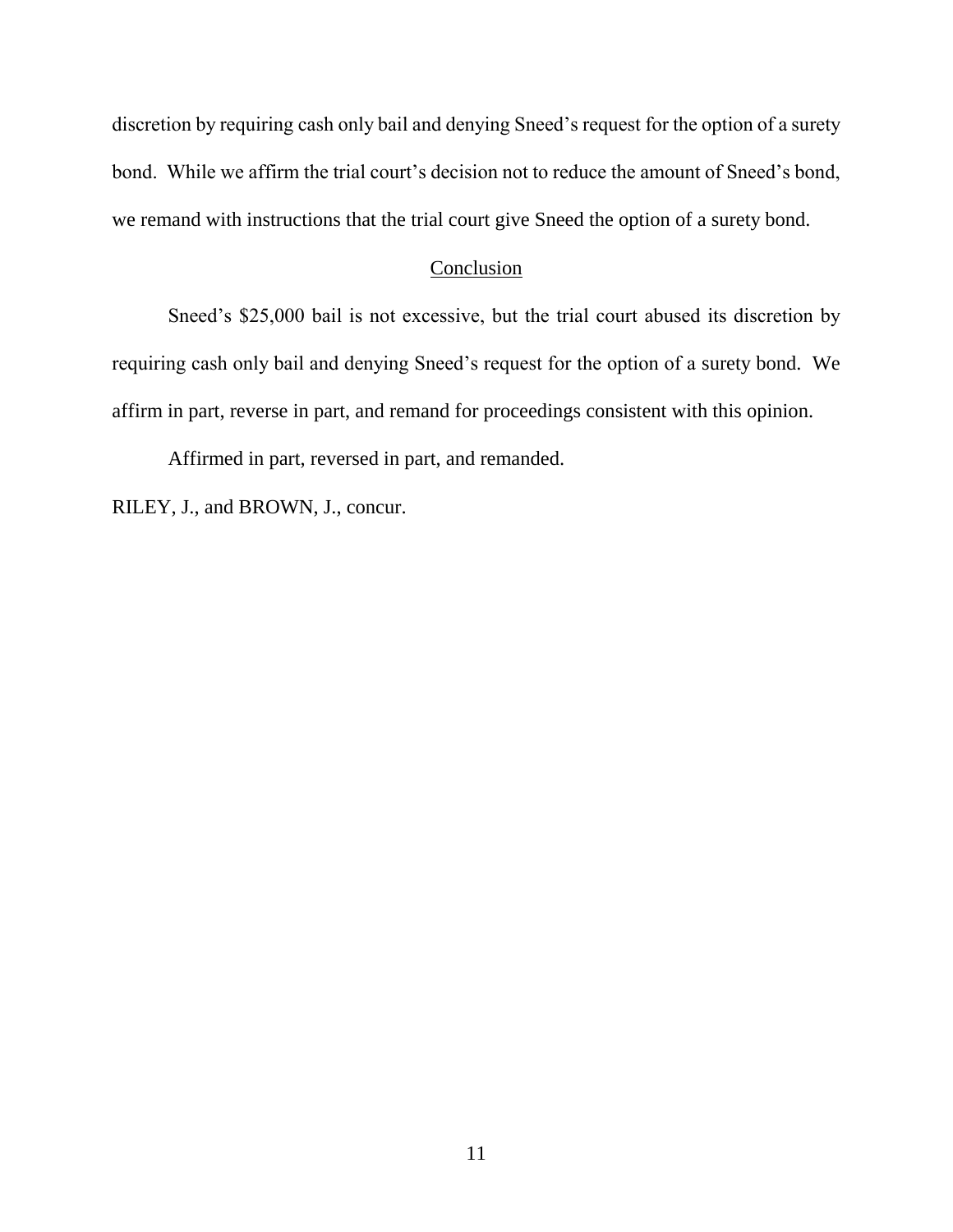discretion by requiring cash only bail and denying Sneed's request for the option of a surety bond. While we affirm the trial court's decision not to reduce the amount of Sneed's bond, we remand with instructions that the trial court give Sneed the option of a surety bond.

## Conclusion

Sneed's $25,000 bail is not excessive, but the trial court abused its discretion by requiring cash only bail and denying Sneed's request for the option of a surety bond. We affirm in part, reverse in part, and remand for proceedings consistent with this opinion.

Affirmed in part, reversed in part, and remanded.

RILEY, J., and BROWN, J., concur.